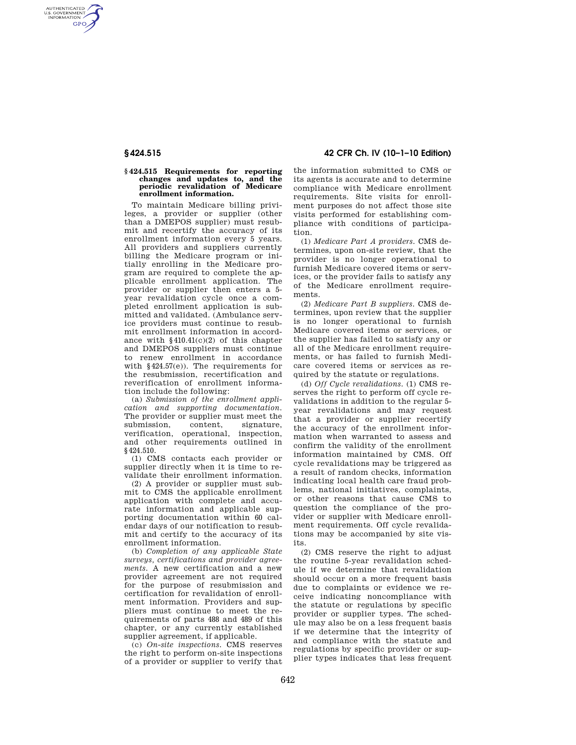### § 424.515 Requirements for reporting changes and updates to, and the periodic revalidation of Medicare enrollment information.

To maintain Medicare billing privileges, a provider or supplier (other than a DMEPOS supplier) must resubmit and recertify the accuracy of its enrollment information every 5 years. All providers and suppliers currently billing the Medicare program or initially enrolling in the Medicare program are required to complete the applicable enrollment application. The provider or supplier then enters a 5-year revalidation cycle once a completed enrollment application is submitted and validated. (Ambulance service providers must continue to resubmit enrollment information in accordance with §410.41(c)(2) of this chapter and DMEPOS suppliers must continue to renew enrollment in accordance with §424.57(e)). The requirements for the resubmission, recertification and reverification of enrollment information include the following:

(a) *Submission of the enrollment application and supporting documentation.* The provider or supplier must meet the submission, content, signature, verification, operational, inspection, and other requirements outlined in §424.510.

(1) CMS contacts each provider or supplier directly when it is time to revalidate their enrollment information.

(2) A provider or supplier must submit to CMS the applicable enrollment application with complete and accurate information and applicable supporting documentation within 60 calendar days of our notification to resubmit and certify to the accuracy of its enrollment information.

(b) *Completion of any applicable State surveys, certifications and provider agreements.* A new certification and a new provider agreement are not required for the purpose of resubmission and certification for revalidation of enrollment information. Providers and suppliers must continue to meet the requirements of parts 488 and 489 of this chapter, or any currently established supplier agreement, if applicable.

(c) *On-site inspections.* CMS reserves the right to perform on-site inspections of a provider or supplier to verify that the information submitted to CMS or its agents is accurate and to determine compliance with Medicare enrollment requirements. Site visits for enrollment purposes do not affect those site visits performed for establishing compliance with conditions of participation.

(1) *Medicare Part A providers.* CMS determines, upon on-site review, that the provider is no longer operational to furnish Medicare covered items or services, or the provider fails to satisfy any of the Medicare enrollment requirements.

(2) *Medicare Part B suppliers.* CMS determines, upon review that the supplier is no longer operational to furnish Medicare covered items or services, or the supplier has failed to satisfy any or all of the Medicare enrollment requirements, or has failed to furnish Medicare covered items or services as required by the statute or regulations.

(d) *Off Cycle revalidations.* (1) CMS reserves the right to perform off cycle revalidations in addition to the regular 5-year revalidations and may request that a provider or supplier recertify the accuracy of the enrollment information when warranted to assess and confirm the validity of the enrollment information maintained by CMS. Off cycle revalidations may be triggered as a result of random checks, information indicating local health care fraud problems, national initiatives, complaints, or other reasons that cause CMS to question the compliance of the provider or supplier with Medicare enrollment requirements. Off cycle revalidations may be accompanied by site visits.

(2) CMS reserve the right to adjust the routine 5-year revalidation schedule if we determine that revalidation should occur on a more frequent basis due to complaints or evidence we receive indicating noncompliance with the statute or regulations by specific provider or supplier types. The schedule may also be on a less frequent basis if we determine that the integrity of and compliance with the statute and regulations by specific provider or supplier types indicates that less frequent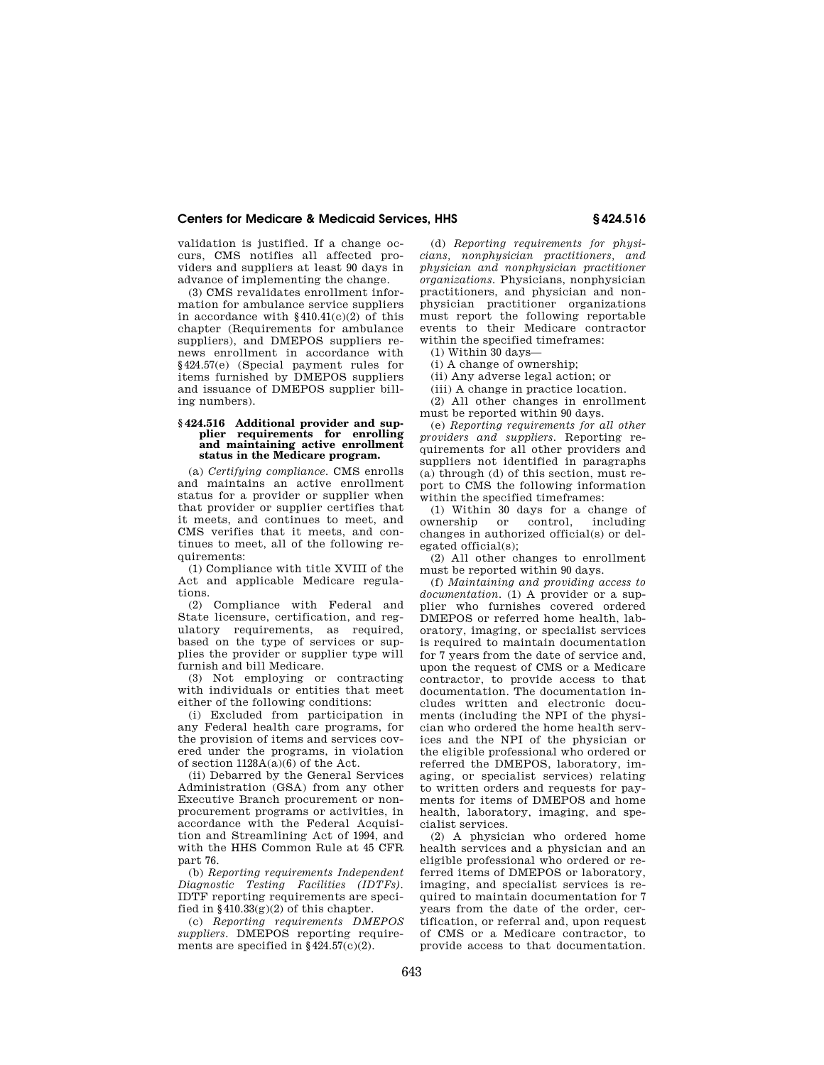validation is justified. If a change occurs, CMS notifies all affected providers and suppliers at least 90 days in advance of implementing the change.

(3) CMS revalidates enrollment information for ambulance service suppliers in accordance with §410.41(c)(2) of this chapter (Requirements for ambulance suppliers), and DMEPOS suppliers renews enrollment in accordance with §424.57(e) (Special payment rules for items furnished by DMEPOS suppliers and issuance of DMEPOS supplier billing numbers).

### § 424.516 Additional provider and supplier requirements for enrolling and maintaining active enrollment status in the Medicare program.

(a) *Certifying compliance.* CMS enrolls and maintains an active enrollment status for a provider or supplier when that provider or supplier certifies that it meets, and continues to meet, and CMS verifies that it meets, and continues to meet, all of the following requirements:

(1) Compliance with title XVIII of the Act and applicable Medicare regulations.

(2) Compliance with Federal and State licensure, certification, and regulatory requirements, as required, based on the type of services or supplies the provider or supplier type will furnish and bill Medicare.

(3) Not employing or contracting with individuals or entities that meet either of the following conditions:

(i) Excluded from participation in any Federal health care programs, for the provision of items and services covered under the programs, in violation of section 1128A(a)(6) of the Act.

(ii) Debarred by the General Services Administration (GSA) from any other Executive Branch procurement or nonprocurement programs or activities, in accordance with the Federal Acquisition and Streamlining Act of 1994, and with the HHS Common Rule at 45 CFR part 76.

(b) *Reporting requirements Independent Diagnostic Testing Facilities (IDTFs).* IDTF reporting requirements are specified in §410.33(g)(2) of this chapter.

(c) *Reporting requirements DMEPOS suppliers.* DMEPOS reporting requirements are specified in §424.57(c)(2).

(d) *Reporting requirements for physicians, nonphysician practitioners, and physician and nonphysician practitioner organizations.* Physicians, nonphysician practitioners, and physician and nonphysician practitioner organizations must report the following reportable events to their Medicare contractor within the specified timeframes:

(1) Within 30 days—

(i) A change of ownership;

(ii) Any adverse legal action; or

(iii) A change in practice location.

(2) All other changes in enrollment must be reported within 90 days.

(e) *Reporting requirements for all other providers and suppliers.* Reporting requirements for all other providers and suppliers not identified in paragraphs (a) through (d) of this section, must report to CMS the following information within the specified timeframes:

(1) Within 30 days for a change of ownership or control, including changes in authorized official(s) or delegated official(s);

(2) All other changes to enrollment must be reported within 90 days.

(f) *Maintaining and providing access to documentation.* (1) A provider or a supplier who furnishes covered ordered DMEPOS or referred home health, laboratory, imaging, or specialist services is required to maintain documentation for 7 years from the date of service and, upon the request of CMS or a Medicare contractor, to provide access to that documentation. The documentation includes written and electronic documents (including the NPI of the physician who ordered the home health services and the NPI of the physician or the eligible professional who ordered or referred the DMEPOS, laboratory, imaging, or specialist services) relating to written orders and requests for payments for items of DMEPOS and home health, laboratory, imaging, and specialist services.

(2) A physician who ordered home health services and a physician and an eligible professional who ordered or referred items of DMEPOS or laboratory, imaging, and specialist services is required to maintain documentation for 7 years from the date of the order, certification, or referral and, upon request of CMS or a Medicare contractor, to provide access to that documentation.